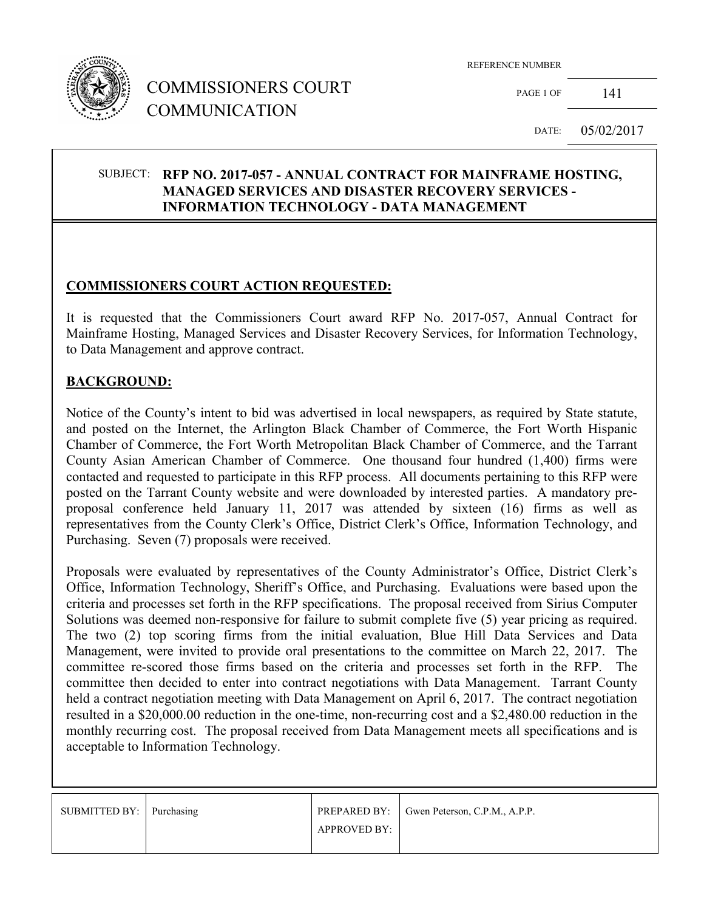# COMMISSIONERS COURT COMMUNICATION

REFERENCE NUMBER: 141

PAGE 1 OF

DATE: 05/02/2017

SUBJECT: **RFP NO. 2017-057 - ANNUAL CONTRACT FOR MAINFRAME HOSTING, MANAGED SERVICES AND DISASTER RECOVERY SERVICES - INFORMATION TECHNOLOGY - DATA MANAGEMENT**

## COMMISSIONERS COURT ACTION REQUESTED:

It is requested that the Commissioners Court award RFP No. 2017-057, Annual Contract for Mainframe Hosting, Managed Services and Disaster Recovery Services, for Information Technology, to Data Management and approve contract.

## BACKGROUND:

Notice of the County's intent to bid was advertised in local newspapers, as required by State statute, and posted on the Internet, the Arlington Black Chamber of Commerce, the Fort Worth Hispanic Chamber of Commerce, the Fort Worth Metropolitan Black Chamber of Commerce, and the Tarrant County Asian American Chamber of Commerce. One thousand four hundred (1,400) firms were contacted and requested to participate in this RFP process. All documents pertaining to this RFP were posted on the Tarrant County website and were downloaded by interested parties. A mandatory pre-proposal conference held January 11, 2017 was attended by sixteen (16) firms as well as representatives from the County Clerk's Office, District Clerk's Office, Information Technology, and Purchasing. Seven (7) proposals were received.

Proposals were evaluated by representatives of the County Administrator's Office, District Clerk's Office, Information Technology, Sheriff's Office, and Purchasing. Evaluations were based upon the criteria and processes set forth in the RFP specifications. The proposal received from Sirius Computer Solutions was deemed non-responsive for failure to submit complete five (5) year pricing as required. The two (2) top scoring firms from the initial evaluation, Blue Hill Data Services and Data Management, were invited to provide oral presentations to the committee on March 22, 2017. The committee re-scored those firms based on the criteria and processes set forth in the RFP. The committee then decided to enter into contract negotiations with Data Management. Tarrant County held a contract negotiation meeting with Data Management on April 6, 2017. The contract negotiation resulted in a $20,000.00 reduction in the one-time, non-recurring cost and a $2,480.00 reduction in the monthly recurring cost. The proposal received from Data Management meets all specifications and is acceptable to Information Technology.

| SUBMITTED BY: | Purchasing | PREPARED BY: | Gwen Peterson, C.P.M., A.P.P. |
|---|---|---|---|
| | | APPROVED BY: | |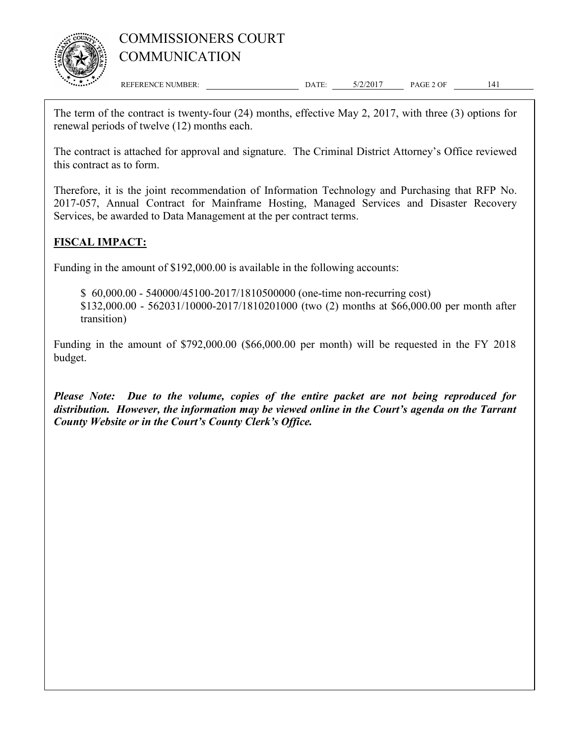The term of the contract is twenty-four (24) months, effective May 2, 2017, with three (3) options for renewal periods of twelve (12) months each.

The contract is attached for approval and signature. The Criminal District Attorney's Office reviewed this contract as to form.

Therefore, it is the joint recommendation of Information Technology and Purchasing that RFP No. 2017-057, Annual Contract for Mainframe Hosting, Managed Services and Disaster Recovery Services, be awarded to Data Management at the per contract terms.

## FISCAL IMPACT:

Funding in the amount of $192,000.00 is available in the following accounts:

$ 60,000.00 - 540000/45100-2017/1810500000 (one-time non-recurring cost)
$132,000.00 - 562031/10000-2017/1810201000 (two (2) months at $66,000.00 per month after transition)

Funding in the amount of $792,000.00 ($66,000.00 per month) will be requested in the FY 2018 budget.

***Please Note: Due to the volume, copies of the entire packet are not being reproduced for distribution. However, the information may be viewed online in the Court's agenda on the Tarrant County Website or in the Court's County Clerk's Office.***